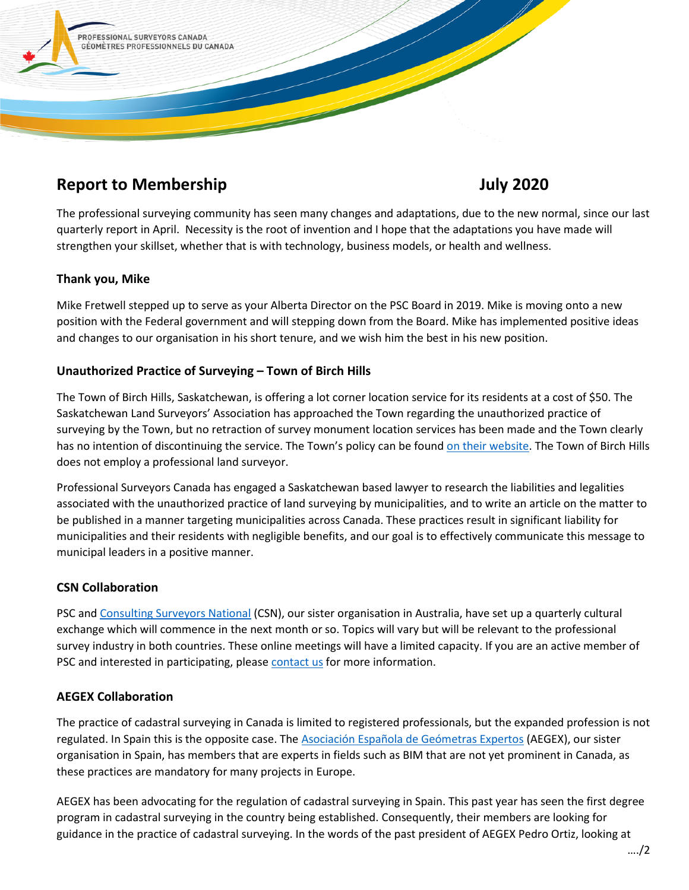PROFESSIONAL SURVEYORS CANADA
GÉOMÈTRES PROFESSIONNELS DU CANADA

# Report to Membership July 2020

The professional surveying community has seen many changes and adaptations, due to the new normal, since our last quarterly report in April. Necessity is the root of invention and I hope that the adaptations you have made will strengthen your skillset, whether that is with technology, business models, or health and wellness.

### Thank you, Mike

Mike Fretwell stepped up to serve as your Alberta Director on the PSC Board in 2019. Mike is moving onto a new position with the Federal government and will stepping down from the Board. Mike has implemented positive ideas and changes to our organisation in his short tenure, and we wish him the best in his new position.

### Unauthorized Practice of Surveying – Town of Birch Hills

The Town of Birch Hills, Saskatchewan, is offering a lot corner location service for its residents at a cost of $50. The Saskatchewan Land Surveyors' Association has approached the Town regarding the unauthorized practice of surveying by the Town, but no retraction of survey monument location services has been made and the Town clearly has no intention of discontinuing the service. The Town's policy can be found on their website. The Town of Birch Hills does not employ a professional land surveyor.

Professional Surveyors Canada has engaged a Saskatchewan based lawyer to research the liabilities and legalities associated with the unauthorized practice of land surveying by municipalities, and to write an article on the matter to be published in a manner targeting municipalities across Canada. These practices result in significant liability for municipalities and their residents with negligible benefits, and our goal is to effectively communicate this message to municipal leaders in a positive manner.

### CSN Collaboration

PSC and Consulting Surveyors National (CSN), our sister organisation in Australia, have set up a quarterly cultural exchange which will commence in the next month or so. Topics will vary but will be relevant to the professional survey industry in both countries. These online meetings will have a limited capacity. If you are an active member of PSC and interested in participating, please contact us for more information.

### AEGEX Collaboration

The practice of cadastral surveying in Canada is limited to registered professionals, but the expanded profession is not regulated. In Spain this is the opposite case. The Asociación Española de Geómetras Expertos (AEGEX), our sister organisation in Spain, has members that are experts in fields such as BIM that are not yet prominent in Canada, as these practices are mandatory for many projects in Europe.

AEGEX has been advocating for the regulation of cadastral surveying in Spain. This past year has seen the first degree program in cadastral surveying in the country being established. Consequently, their members are looking for guidance in the practice of cadastral surveying. In the words of the past president of AEGEX Pedro Ortiz, looking at

…./2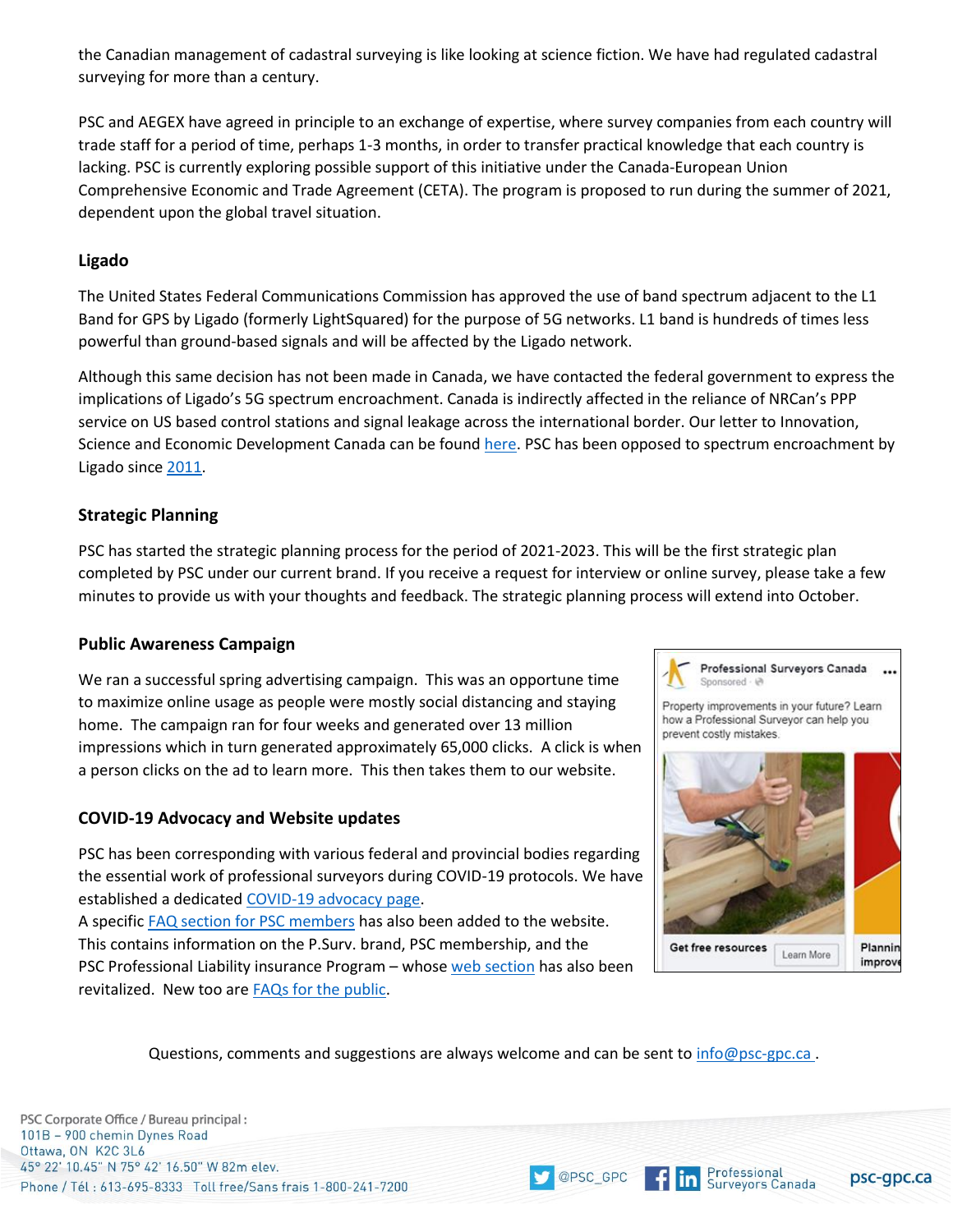the Canadian management of cadastral surveying is like looking at science fiction. We have had regulated cadastral surveying for more than a century.

PSC and AEGEX have agreed in principle to an exchange of expertise, where survey companies from each country will trade staff for a period of time, perhaps 1-3 months, in order to transfer practical knowledge that each country is lacking. PSC is currently exploring possible support of this initiative under the Canada-European Union Comprehensive Economic and Trade Agreement (CETA). The program is proposed to run during the summer of 2021, dependent upon the global travel situation.

### Ligado

The United States Federal Communications Commission has approved the use of band spectrum adjacent to the L1 Band for GPS by Ligado (formerly LightSquared) for the purpose of 5G networks. L1 band is hundreds of times less powerful than ground-based signals and will be affected by the Ligado network.

Although this same decision has not been made in Canada, we have contacted the federal government to express the implications of Ligado's 5G spectrum encroachment. Canada is indirectly affected in the reliance of NRCan's PPP service on US based control stations and signal leakage across the international border. Our letter to Innovation, Science and Economic Development Canada can be found here. PSC has been opposed to spectrum encroachment by Ligado since 2011.

### Strategic Planning

PSC has started the strategic planning process for the period of 2021-2023. This will be the first strategic plan completed by PSC under our current brand. If you receive a request for interview or online survey, please take a few minutes to provide us with your thoughts and feedback. The strategic planning process will extend into October.

### Public Awareness Campaign

We ran a successful spring advertising campaign. This was an opportune time to maximize online usage as people were mostly social distancing and staying home. The campaign ran for four weeks and generated over 13 million impressions which in turn generated approximately 65,000 clicks. A click is when a person clicks on the ad to learn more. This then takes them to our website.

### COVID-19 Advocacy and Website updates

PSC has been corresponding with various federal and provincial bodies regarding the essential work of professional surveyors during COVID-19 protocols. We have established a dedicated COVID-19 advocacy page.

A specific FAQ section for PSC members has also been added to the website. This contains information on the P.Surv. brand, PSC membership, and the PSC Professional Liability insurance Program – whose web section has also been revitalized. New too are FAQs for the public.

Questions, comments and suggestions are always welcome and can be sent to info@psc-gpc.ca .

PSC Corporate Office / Bureau principal :
101B – 900 chemin Dynes Road
Ottawa, ON K2C 3L6
45° 22' 10.45" N 75° 42' 16.50" W 82m elev.
Phone / Tél : 613-695-8333 Toll free/Sans frais 1-800-241-7200

@PSC_GPC Professional Surveyors Canada psc-gpc.ca